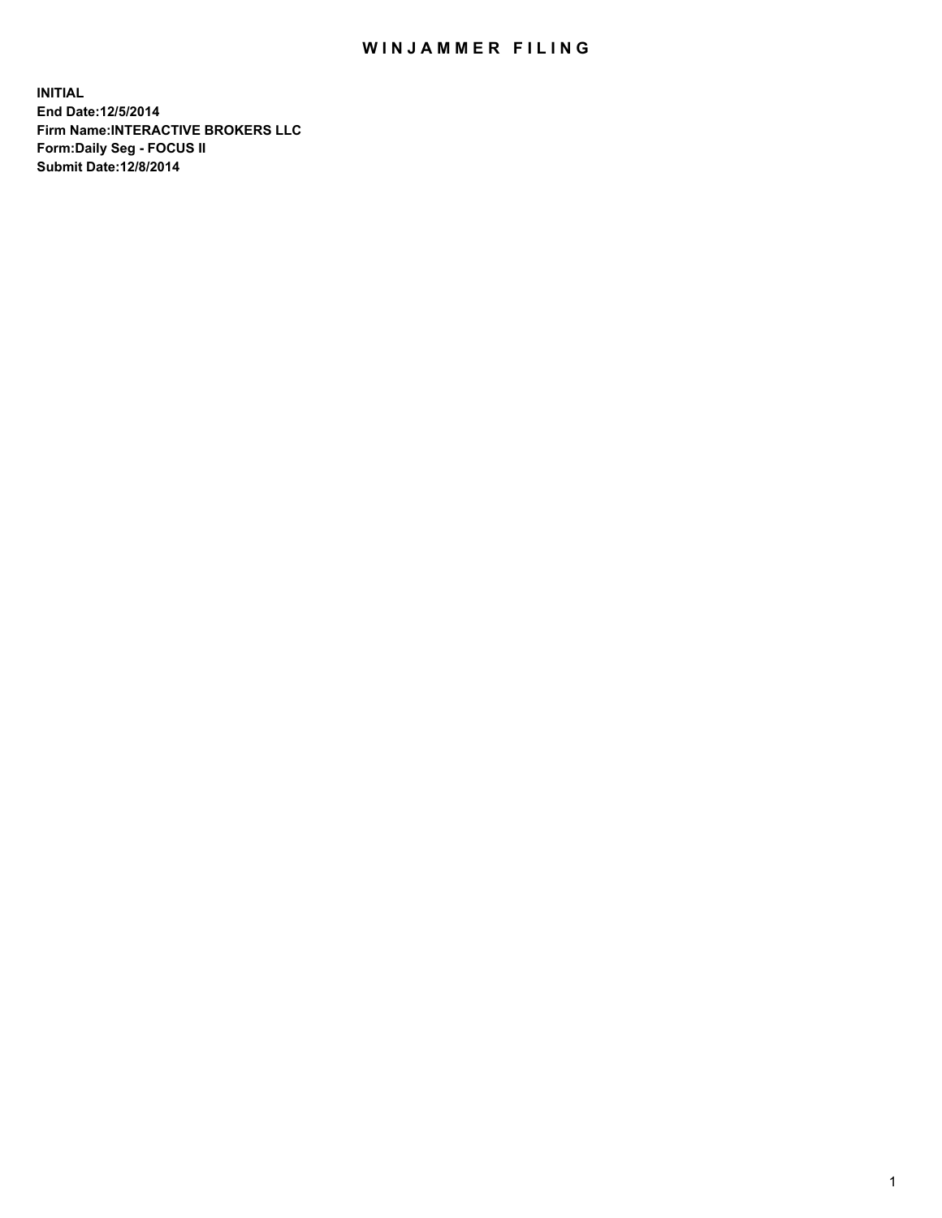# WINJAMMER FILING

**INITIAL**
**End Date:12/5/2014**
**Firm Name:INTERACTIVE BROKERS LLC**
**Form:Daily Seg - FOCUS II**
**Submit Date:12/8/2014**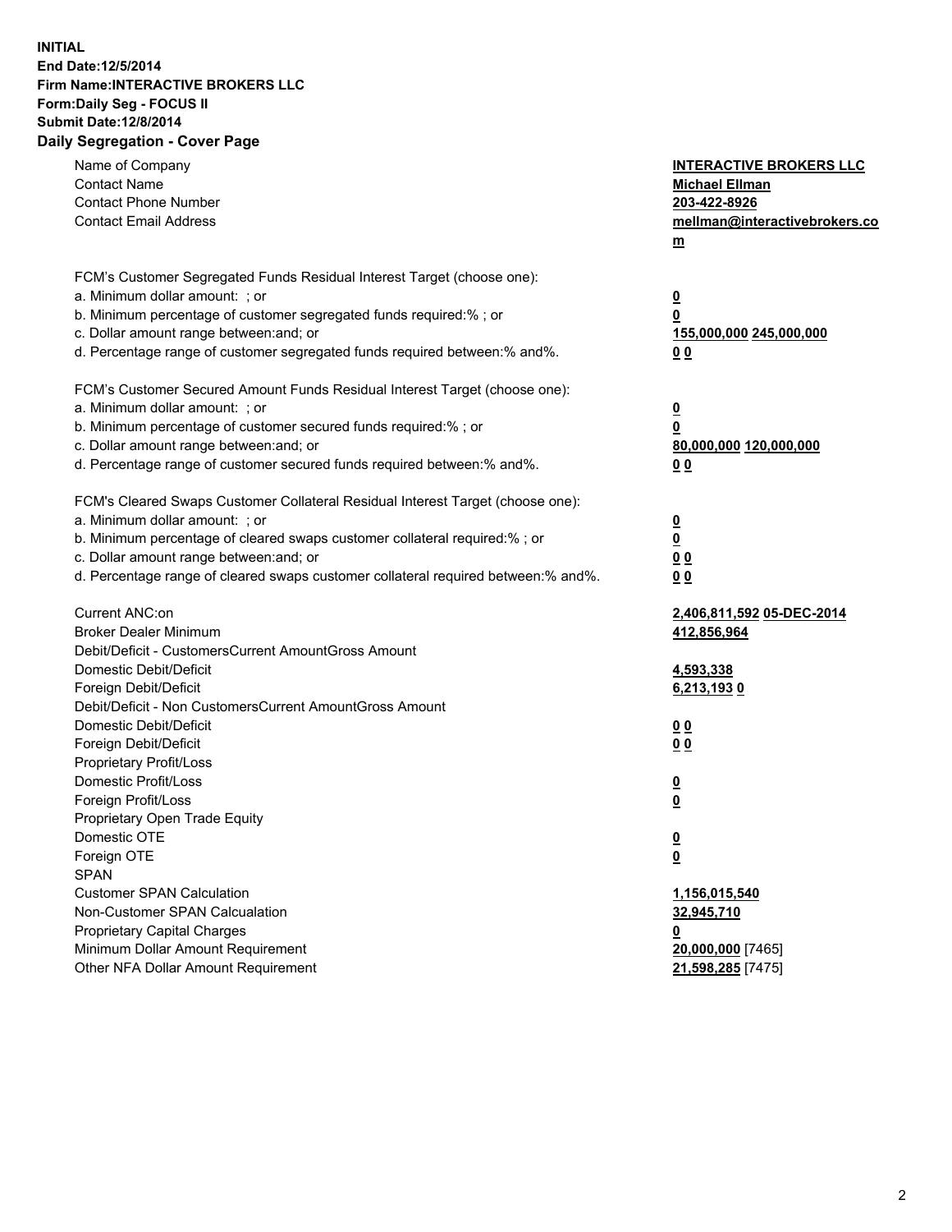**INITIAL**
**End Date:12/5/2014**
**Firm Name:INTERACTIVE BROKERS LLC**
**Form:Daily Seg - FOCUS II**
**Submit Date:12/8/2014**
**Daily Segregation - Cover Page**

| | |
|---|---|
| Name of Company | **INTERACTIVE BROKERS LLC** |
| Contact Name | **Michael Ellman** |
| Contact Phone Number | **203-422-8926** |
| Contact Email Address | **mellman@interactivebrokers.com** |
| | |
| FCM's Customer Segregated Funds Residual Interest Target (choose one): | |
| a. Minimum dollar amount: ; or | **0** |
| b. Minimum percentage of customer segregated funds required:% ; or | **0** |
| c. Dollar amount range between:and; or | **155,000,000** **245,000,000** |
| d. Percentage range of customer segregated funds required between:% and%. | **0** **0** |
| | |
| FCM's Customer Secured Amount Funds Residual Interest Target (choose one): | |
| a. Minimum dollar amount: ; or | **0** |
| b. Minimum percentage of customer secured funds required:% ; or | **0** |
| c. Dollar amount range between:and; or | **80,000,000** **120,000,000** |
| d. Percentage range of customer secured funds required between:% and%. | **0** **0** |
| | |
| FCM's Cleared Swaps Customer Collateral Residual Interest Target (choose one): | |
| a. Minimum dollar amount: ; or | **0** |
| b. Minimum percentage of cleared swaps customer collateral required:% ; or | **0** |
| c. Dollar amount range between:and; or | **0** **0** |
| d. Percentage range of cleared swaps customer collateral required between:% and%. | **0** **0** |
| | |
| Current ANC:on | **2,406,811,592** **05-DEC-2014** |
| Broker Dealer Minimum | **412,856,964** |
| Debit/Deficit - CustomersCurrent AmountGross Amount | |
| Domestic Debit/Deficit | **4,593,338** |
| Foreign Debit/Deficit | **6,213,193** **0** |
| Debit/Deficit - Non CustomersCurrent AmountGross Amount | |
| Domestic Debit/Deficit | **0** **0** |
| Foreign Debit/Deficit | **0** **0** |
| Proprietary Profit/Loss | |
| Domestic Profit/Loss | **0** |
| Foreign Profit/Loss | **0** |
| Proprietary Open Trade Equity | |
| Domestic OTE | **0** |
| Foreign OTE | **0** |
| SPAN | |
| Customer SPAN Calculation | **1,156,015,540** |
| Non-Customer SPAN Calcualation | **32,945,710** |
| Proprietary Capital Charges | **0** |
| Minimum Dollar Amount Requirement | **20,000,000** [7465] |
| Other NFA Dollar Amount Requirement | **21,598,285** [7475] |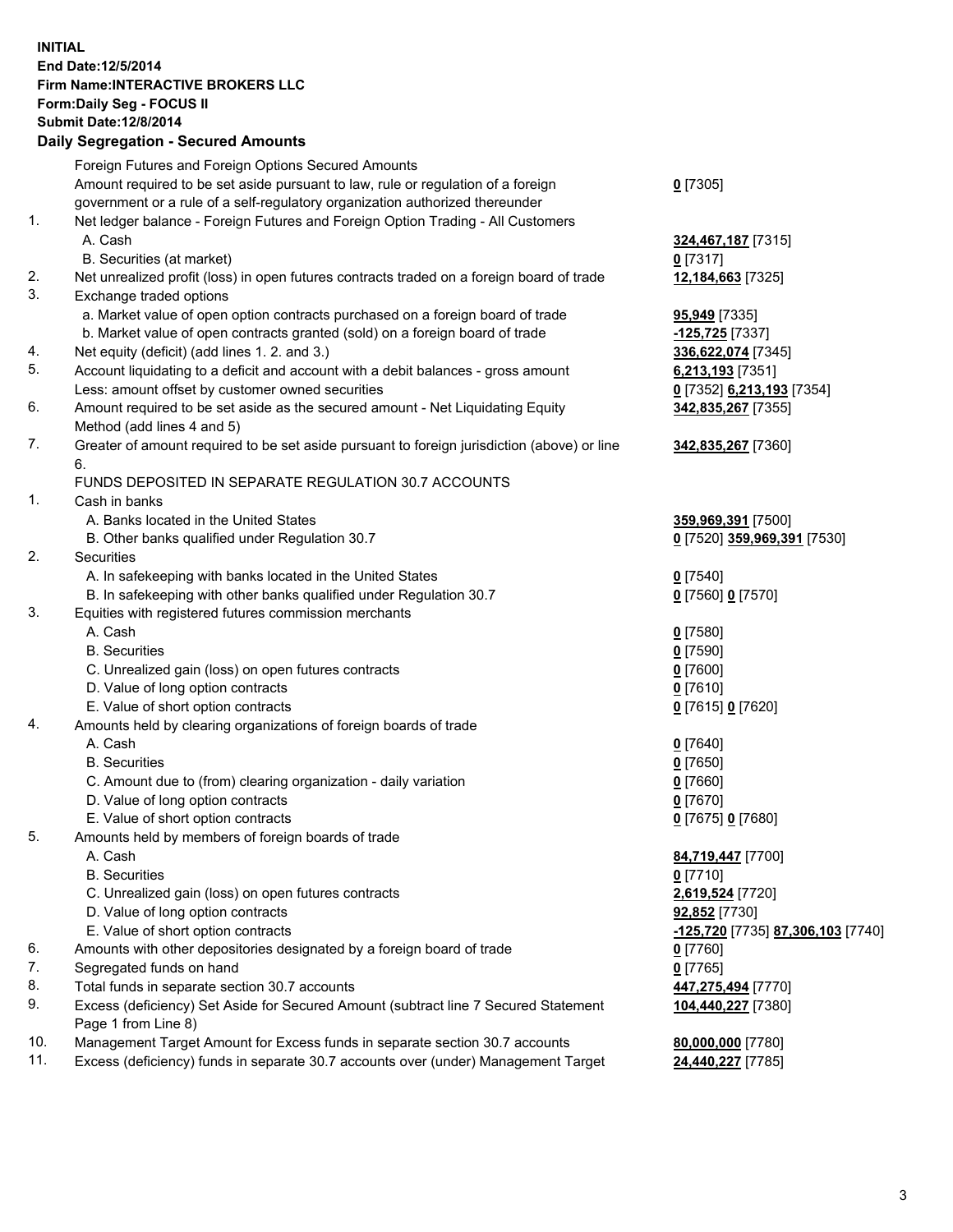**INITIAL**
**End Date:12/5/2014**
**Firm Name:INTERACTIVE BROKERS LLC**
**Form:Daily Seg - FOCUS II**
**Submit Date:12/8/2014**

## Daily Segregation - Secured Amounts

| | | |
|---|---|---|
| | Foreign Futures and Foreign Options Secured Amounts | |
| | Amount required to be set aside pursuant to law, rule or regulation of a foreign government or a rule of a self-regulatory organization authorized thereunder | **0** [7305] |
| 1. | Net ledger balance - Foreign Futures and Foreign Option Trading - All Customers | |
| | A. Cash | **324,467,187** [7315] |
| | B. Securities (at market) | **0** [7317] |
| 2. | Net unrealized profit (loss) in open futures contracts traded on a foreign board of trade | **12,184,663** [7325] |
| 3. | Exchange traded options | |
| | a. Market value of open option contracts purchased on a foreign board of trade | **95,949** [7335] |
| | b. Market value of open contracts granted (sold) on a foreign board of trade | **-125,725** [7337] |
| 4. | Net equity (deficit) (add lines 1. 2. and 3.) | **336,622,074** [7345] |
| 5. | Account liquidating to a deficit and account with a debit balances - gross amount | **6,213,193** [7351] |
| | Less: amount offset by customer owned securities | **0** [7352] **6,213,193** [7354] |
| 6. | Amount required to be set aside as the secured amount - Net Liquidating Equity Method (add lines 4 and 5) | **342,835,267** [7355] |
| 7. | Greater of amount required to be set aside pursuant to foreign jurisdiction (above) or line 6. | **342,835,267** [7360] |
| | FUNDS DEPOSITED IN SEPARATE REGULATION 30.7 ACCOUNTS | |
| 1. | Cash in banks | |
| | A. Banks located in the United States | **359,969,391** [7500] |
| | B. Other banks qualified under Regulation 30.7 | **0** [7520] **359,969,391** [7530] |
| 2. | Securities | |
| | A. In safekeeping with banks located in the United States | **0** [7540] |
| | B. In safekeeping with other banks qualified under Regulation 30.7 | **0** [7560] **0** [7570] |
| 3. | Equities with registered futures commission merchants | |
| | A. Cash | **0** [7580] |
| | B. Securities | **0** [7590] |
| | C. Unrealized gain (loss) on open futures contracts | **0** [7600] |
| | D. Value of long option contracts | **0** [7610] |
| | E. Value of short option contracts | **0** [7615] **0** [7620] |
| 4. | Amounts held by clearing organizations of foreign boards of trade | |
| | A. Cash | **0** [7640] |
| | B. Securities | **0** [7650] |
| | C. Amount due to (from) clearing organization - daily variation | **0** [7660] |
| | D. Value of long option contracts | **0** [7670] |
| | E. Value of short option contracts | **0** [7675] **0** [7680] |
| 5. | Amounts held by members of foreign boards of trade | |
| | A. Cash | **84,719,447** [7700] |
| | B. Securities | **0** [7710] |
| | C. Unrealized gain (loss) on open futures contracts | **2,619,524** [7720] |
| | D. Value of long option contracts | **92,852** [7730] |
| | E. Value of short option contracts | **-125,720** [7735] **87,306,103** [7740] |
| 6. | Amounts with other depositories designated by a foreign board of trade | **0** [7760] |
| 7. | Segregated funds on hand | **0** [7765] |
| 8. | Total funds in separate section 30.7 accounts | **447,275,494** [7770] |
| 9. | Excess (deficiency) Set Aside for Secured Amount (subtract line 7 Secured Statement Page 1 from Line 8) | **104,440,227** [7380] |
| 10. | Management Target Amount for Excess funds in separate section 30.7 accounts | **80,000,000** [7780] |
| 11. | Excess (deficiency) funds in separate 30.7 accounts over (under) Management Target | **24,440,227** [7785] |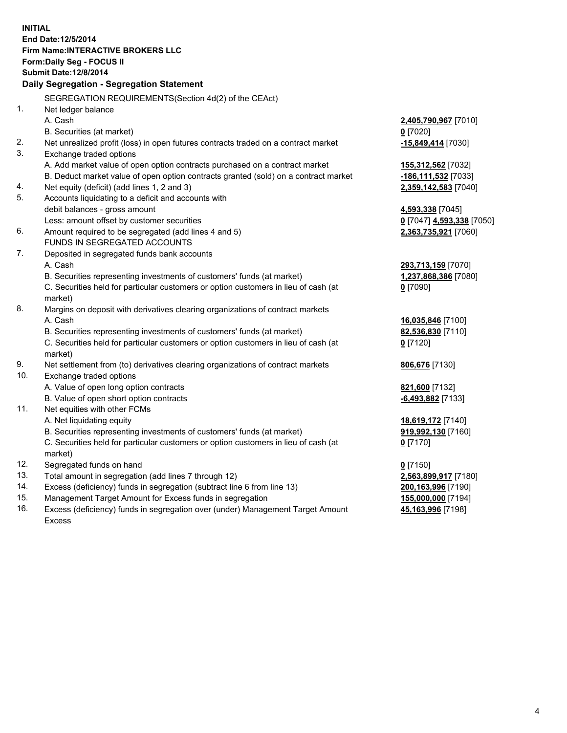**INITIAL**
**End Date:12/5/2014**
**Firm Name:INTERACTIVE BROKERS LLC**
**Form:Daily Seg - FOCUS II**
**Submit Date:12/8/2014**

## Daily Segregation - Segregation Statement

SEGREGATION REQUIREMENTS(Section 4d(2) of the CEAct)

| | | |
|---|---|---|
| 1. | Net ledger balance | |
| | A. Cash | **2,405,790,967** [7010] |
| | B. Securities (at market) | **0** [7020] |
| 2. | Net unrealized profit (loss) in open futures contracts traded on a contract market | **-15,849,414** [7030] |
| 3. | Exchange traded options | |
| | A. Add market value of open option contracts purchased on a contract market | **155,312,562** [7032] |
| | B. Deduct market value of open option contracts granted (sold) on a contract market | **-186,111,532** [7033] |
| 4. | Net equity (deficit) (add lines 1, 2 and 3) | **2,359,142,583** [7040] |
| 5. | Accounts liquidating to a deficit and accounts with | |
| | debit balances - gross amount | **4,593,338** [7045] |
| | Less: amount offset by customer securities | **0** [7047] **4,593,338** [7050] |
| 6. | Amount required to be segregated (add lines 4 and 5) | **2,363,735,921** [7060] |
| | FUNDS IN SEGREGATED ACCOUNTS | |
| 7. | Deposited in segregated funds bank accounts | |
| | A. Cash | **293,713,159** [7070] |
| | B. Securities representing investments of customers' funds (at market) | **1,237,868,386** [7080] |
| | C. Securities held for particular customers or option customers in lieu of cash (at market) | **0** [7090] |
| 8. | Margins on deposit with derivatives clearing organizations of contract markets | |
| | A. Cash | **16,035,846** [7100] |
| | B. Securities representing investments of customers' funds (at market) | **82,536,830** [7110] |
| | C. Securities held for particular customers or option customers in lieu of cash (at market) | **0** [7120] |
| 9. | Net settlement from (to) derivatives clearing organizations of contract markets | **806,676** [7130] |
| 10. | Exchange traded options | |
| | A. Value of open long option contracts | **821,600** [7132] |
| | B. Value of open short option contracts | **-6,493,882** [7133] |
| 11. | Net equities with other FCMs | |
| | A. Net liquidating equity | **18,619,172** [7140] |
| | B. Securities representing investments of customers' funds (at market) | **919,992,130** [7160] |
| | C. Securities held for particular customers or option customers in lieu of cash (at market) | **0** [7170] |
| 12. | Segregated funds on hand | **0** [7150] |
| 13. | Total amount in segregation (add lines 7 through 12) | **2,563,899,917** [7180] |
| 14. | Excess (deficiency) funds in segregation (subtract line 6 from line 13) | **200,163,996** [7190] |
| 15. | Management Target Amount for Excess funds in segregation | **155,000,000** [7194] |
| 16. | Excess (deficiency) funds in segregation over (under) Management Target Amount Excess | **45,163,996** [7198] |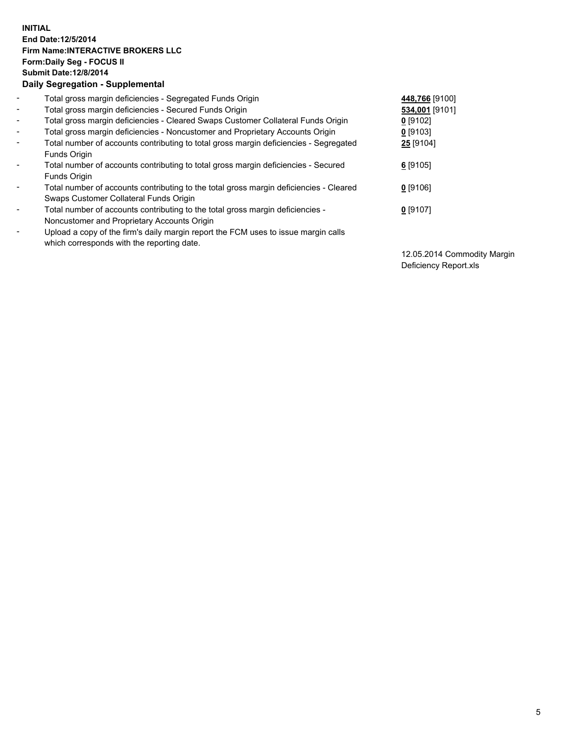**INITIAL**
**End Date:12/5/2014**
**Firm Name:INTERACTIVE BROKERS LLC**
**Form:Daily Seg - FOCUS II**
**Submit Date:12/8/2014**

**Daily Segregation - Supplemental**

| | | |
|---|---|---|
| - | Total gross margin deficiencies - Segregated Funds Origin | **448,766** [9100] |
| - | Total gross margin deficiencies - Secured Funds Origin | **534,001** [9101] |
| - | Total gross margin deficiencies - Cleared Swaps Customer Collateral Funds Origin | **0** [9102] |
| - | Total gross margin deficiencies - Noncustomer and Proprietary Accounts Origin | **0** [9103] |
| - | Total number of accounts contributing to total gross margin deficiencies - Segregated Funds Origin | **25** [9104] |
| - | Total number of accounts contributing to total gross margin deficiencies - Secured Funds Origin | **6** [9105] |
| - | Total number of accounts contributing to the total gross margin deficiencies - Cleared Swaps Customer Collateral Funds Origin | **0** [9106] |
| - | Total number of accounts contributing to the total gross margin deficiencies - Noncustomer and Proprietary Accounts Origin | **0** [9107] |
| - | Upload a copy of the firm's daily margin report the FCM uses to issue margin calls which corresponds with the reporting date. | 12.05.2014 Commodity Margin Deficiency Report.xls |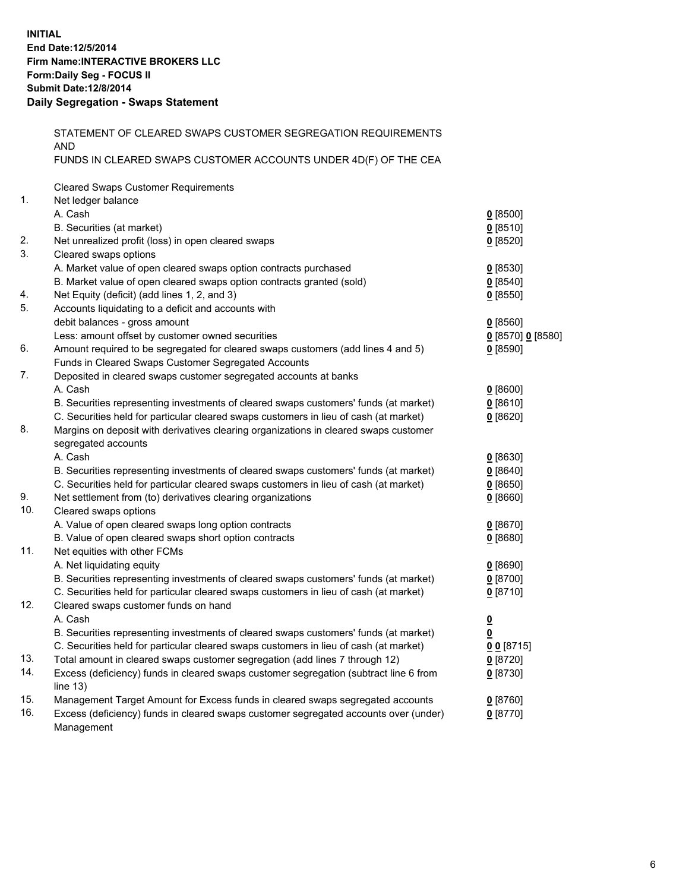**INITIAL**
**End Date:12/5/2014**
**Firm Name:INTERACTIVE BROKERS LLC**
**Form:Daily Seg - FOCUS II**
**Submit Date:12/8/2014**
**Daily Segregation - Swaps Statement**

STATEMENT OF CLEARED SWAPS CUSTOMER SEGREGATION REQUIREMENTS AND FUNDS IN CLEARED SWAPS CUSTOMER ACCOUNTS UNDER 4D(F) OF THE CEA

| | | |
|---|---|---|
| | Cleared Swaps Customer Requirements | |
| 1. | Net ledger balance | |
| | A. Cash | 0 [8500] |
| | B. Securities (at market) | 0 [8510] |
| 2. | Net unrealized profit (loss) in open cleared swaps | 0 [8520] |
| 3. | Cleared swaps options | |
| | A. Market value of open cleared swaps option contracts purchased | 0 [8530] |
| | B. Market value of open cleared swaps option contracts granted (sold) | 0 [8540] |
| 4. | Net Equity (deficit) (add lines 1, 2, and 3) | 0 [8550] |
| 5. | Accounts liquidating to a deficit and accounts with debit balances - gross amount | 0 [8560] |
| | Less: amount offset by customer owned securities | 0 [8570] 0 [8580] |
| 6. | Amount required to be segregated for cleared swaps customers (add lines 4 and 5) | 0 [8590] |
| | Funds in Cleared Swaps Customer Segregated Accounts | |
| 7. | Deposited in cleared swaps customer segregated accounts at banks | |
| | A. Cash | 0 [8600] |
| | B. Securities representing investments of cleared swaps customers' funds (at market) | 0 [8610] |
| | C. Securities held for particular cleared swaps customers in lieu of cash (at market) | 0 [8620] |
| 8. | Margins on deposit with derivatives clearing organizations in cleared swaps customer segregated accounts | |
| | A. Cash | 0 [8630] |
| | B. Securities representing investments of cleared swaps customers' funds (at market) | 0 [8640] |
| | C. Securities held for particular cleared swaps customers in lieu of cash (at market) | 0 [8650] |
| 9. | Net settlement from (to) derivatives clearing organizations | 0 [8660] |
| 10. | Cleared swaps options | |
| | A. Value of open cleared swaps long option contracts | 0 [8670] |
| | B. Value of open cleared swaps short option contracts | 0 [8680] |
| 11. | Net equities with other FCMs | |
| | A. Net liquidating equity | 0 [8690] |
| | B. Securities representing investments of cleared swaps customers' funds (at market) | 0 [8700] |
| | C. Securities held for particular cleared swaps customers in lieu of cash (at market) | 0 [8710] |
| 12. | Cleared swaps customer funds on hand | |
| | A. Cash | 0 |
| | B. Securities representing investments of cleared swaps customers' funds (at market) | 0 |
| | C. Securities held for particular cleared swaps customers in lieu of cash (at market) | 0 0 [8715] |
| 13. | Total amount in cleared swaps customer segregation (add lines 7 through 12) | 0 [8720] |
| 14. | Excess (deficiency) funds in cleared swaps customer segregation (subtract line 6 from line 13) | 0 [8730] |
| 15. | Management Target Amount for Excess funds in cleared swaps segregated accounts | 0 [8760] |
| 16. | Excess (deficiency) funds in cleared swaps customer segregated accounts over (under) Management | 0 [8770] |